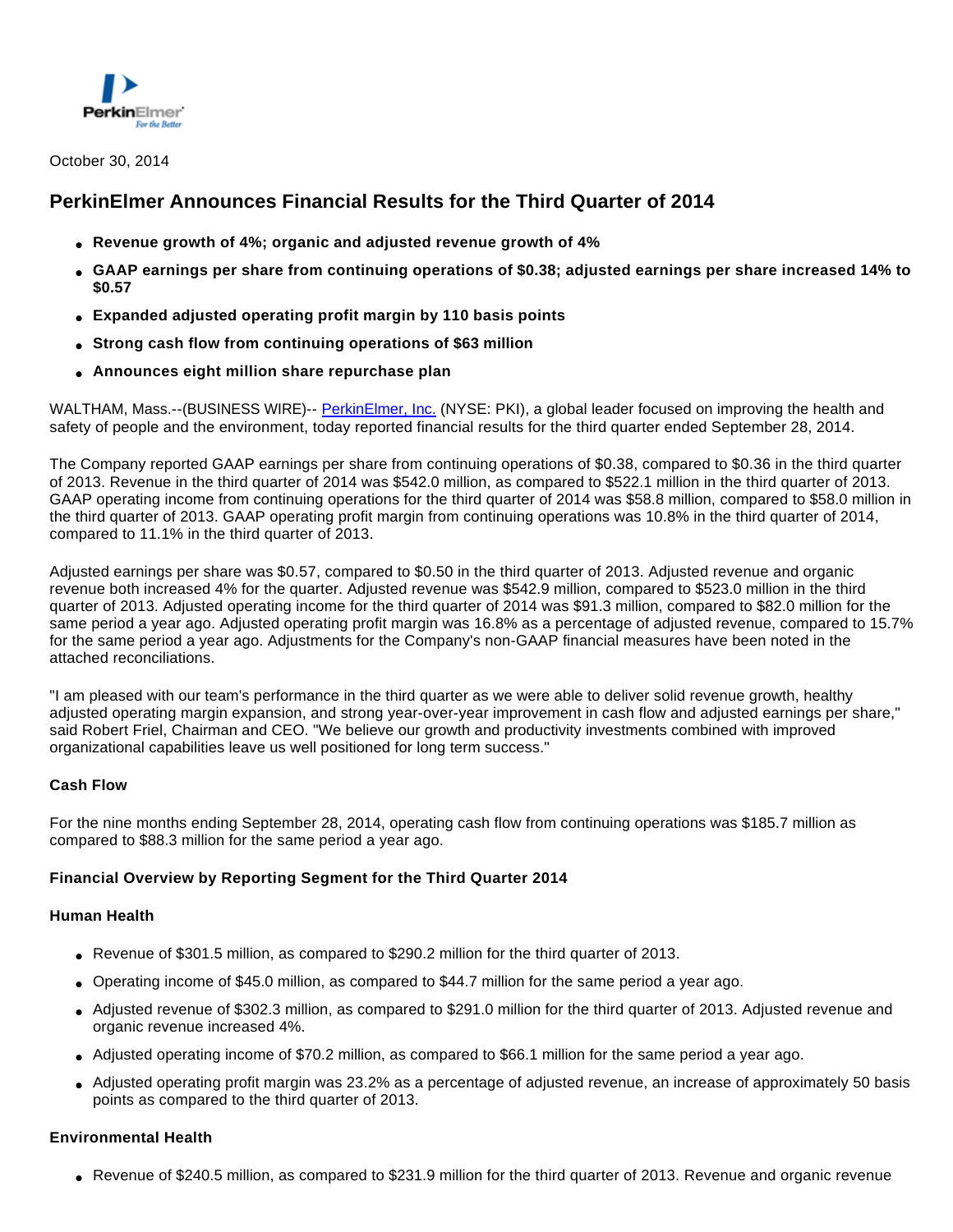October 30, 2014

# PerkinElmer Announces Financial Results for the Third Quarter of 2014

- **Revenue growth of 4%; organic and adjusted revenue growth of 4%**
- **GAAP earnings per share from continuing operations of $0.38; adjusted earnings per share increased 14% to $0.57**
- **Expanded adjusted operating profit margin by 110 basis points**
- **Strong cash flow from continuing operations of $63 million**
- **Announces eight million share repurchase plan**

WALTHAM, Mass.--(BUSINESS WIRE)-- PerkinElmer, Inc. (NYSE: PKI), a global leader focused on improving the health and safety of people and the environment, today reported financial results for the third quarter ended September 28, 2014.

The Company reported GAAP earnings per share from continuing operations of $0.38, compared to $0.36 in the third quarter of 2013. Revenue in the third quarter of 2014 was $542.0 million, as compared to $522.1 million in the third quarter of 2013. GAAP operating income from continuing operations for the third quarter of 2014 was $58.8 million, compared to $58.0 million in the third quarter of 2013. GAAP operating profit margin from continuing operations was 10.8% in the third quarter of 2014, compared to 11.1% in the third quarter of 2013.

Adjusted earnings per share was $0.57, compared to $0.50 in the third quarter of 2013. Adjusted revenue and organic revenue both increased 4% for the quarter. Adjusted revenue was $542.9 million, compared to $523.0 million in the third quarter of 2013. Adjusted operating income for the third quarter of 2014 was $91.3 million, compared to $82.0 million for the same period a year ago. Adjusted operating profit margin was 16.8% as a percentage of adjusted revenue, compared to 15.7% for the same period a year ago. Adjustments for the Company's non-GAAP financial measures have been noted in the attached reconciliations.

"I am pleased with our team's performance in the third quarter as we were able to deliver solid revenue growth, healthy adjusted operating margin expansion, and strong year-over-year improvement in cash flow and adjusted earnings per share," said Robert Friel, Chairman and CEO. "We believe our growth and productivity investments combined with improved organizational capabilities leave us well positioned for long term success."

### Cash Flow

For the nine months ending September 28, 2014, operating cash flow from continuing operations was $185.7 million as compared to $88.3 million for the same period a year ago.

### Financial Overview by Reporting Segment for the Third Quarter 2014

### Human Health

- Revenue of $301.5 million, as compared to $290.2 million for the third quarter of 2013.
- Operating income of $45.0 million, as compared to $44.7 million for the same period a year ago.
- Adjusted revenue of $302.3 million, as compared to $291.0 million for the third quarter of 2013. Adjusted revenue and organic revenue increased 4%.
- Adjusted operating income of $70.2 million, as compared to $66.1 million for the same period a year ago.
- Adjusted operating profit margin was 23.2% as a percentage of adjusted revenue, an increase of approximately 50 basis points as compared to the third quarter of 2013.

### Environmental Health

- Revenue of $240.5 million, as compared to $231.9 million for the third quarter of 2013. Revenue and organic revenue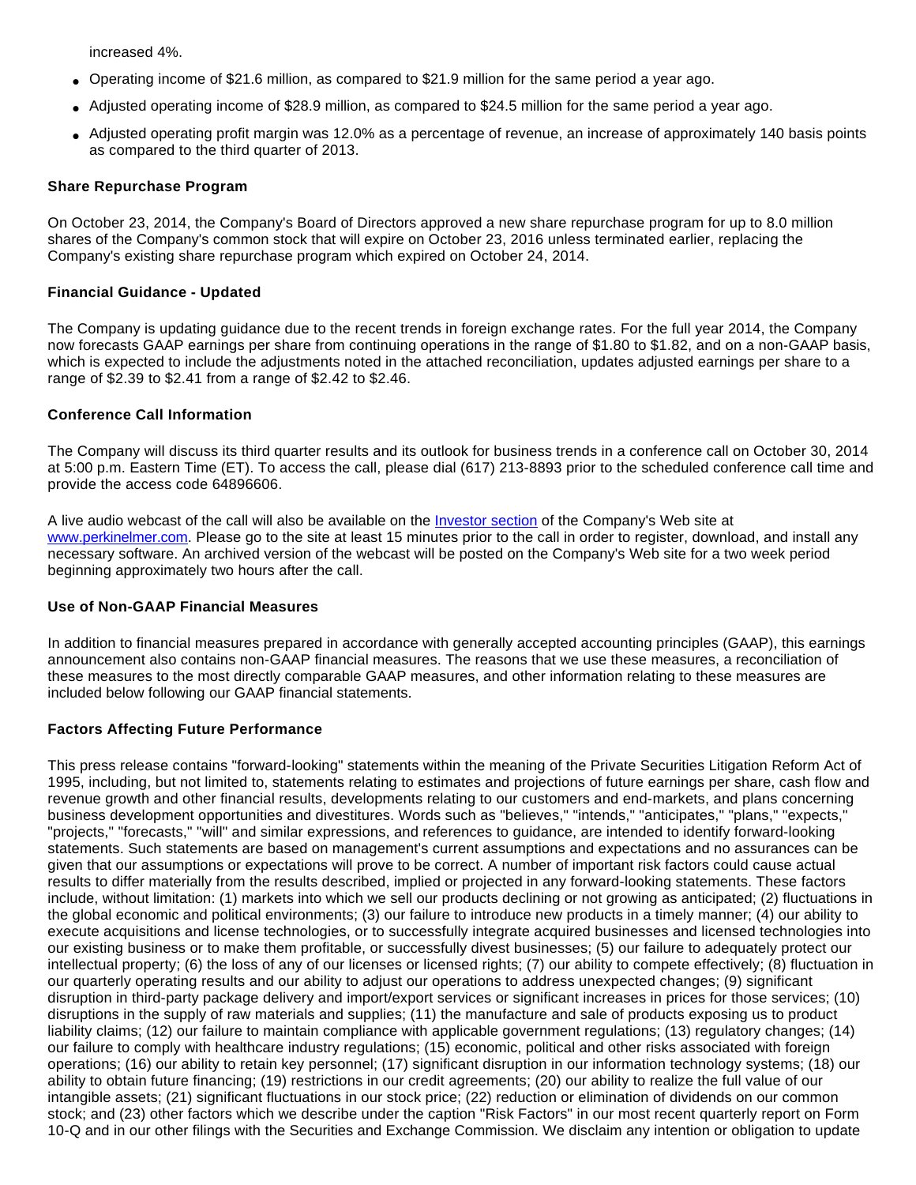increased 4%.

- Operating income of $21.6 million, as compared to $21.9 million for the same period a year ago.
- Adjusted operating income of $28.9 million, as compared to $24.5 million for the same period a year ago.
- Adjusted operating profit margin was 12.0% as a percentage of revenue, an increase of approximately 140 basis points as compared to the third quarter of 2013.

**Share Repurchase Program**

On October 23, 2014, the Company's Board of Directors approved a new share repurchase program for up to 8.0 million shares of the Company's common stock that will expire on October 23, 2016 unless terminated earlier, replacing the Company's existing share repurchase program which expired on October 24, 2014.

**Financial Guidance - Updated**

The Company is updating guidance due to the recent trends in foreign exchange rates. For the full year 2014, the Company now forecasts GAAP earnings per share from continuing operations in the range of $1.80 to $1.82, and on a non-GAAP basis, which is expected to include the adjustments noted in the attached reconciliation, updates adjusted earnings per share to a range of $2.39 to $2.41 from a range of $2.42 to $2.46.

**Conference Call Information**

The Company will discuss its third quarter results and its outlook for business trends in a conference call on October 30, 2014 at 5:00 p.m. Eastern Time (ET). To access the call, please dial (617) 213-8893 prior to the scheduled conference call time and provide the access code 64896606.

A live audio webcast of the call will also be available on the Investor section of the Company's Web site at www.perkinelmer.com. Please go to the site at least 15 minutes prior to the call in order to register, download, and install any necessary software. An archived version of the webcast will be posted on the Company's Web site for a two week period beginning approximately two hours after the call.

**Use of Non-GAAP Financial Measures**

In addition to financial measures prepared in accordance with generally accepted accounting principles (GAAP), this earnings announcement also contains non-GAAP financial measures. The reasons that we use these measures, a reconciliation of these measures to the most directly comparable GAAP measures, and other information relating to these measures are included below following our GAAP financial statements.

**Factors Affecting Future Performance**

This press release contains "forward-looking" statements within the meaning of the Private Securities Litigation Reform Act of 1995, including, but not limited to, statements relating to estimates and projections of future earnings per share, cash flow and revenue growth and other financial results, developments relating to our customers and end-markets, and plans concerning business development opportunities and divestitures. Words such as "believes," "intends," "anticipates," "plans," "expects," "projects," "forecasts," "will" and similar expressions, and references to guidance, are intended to identify forward-looking statements. Such statements are based on management's current assumptions and expectations and no assurances can be given that our assumptions or expectations will prove to be correct. A number of important risk factors could cause actual results to differ materially from the results described, implied or projected in any forward-looking statements. These factors include, without limitation: (1) markets into which we sell our products declining or not growing as anticipated; (2) fluctuations in the global economic and political environments; (3) our failure to introduce new products in a timely manner; (4) our ability to execute acquisitions and license technologies, or to successfully integrate acquired businesses and licensed technologies into our existing business or to make them profitable, or successfully divest businesses; (5) our failure to adequately protect our intellectual property; (6) the loss of any of our licenses or licensed rights; (7) our ability to compete effectively; (8) fluctuation in our quarterly operating results and our ability to adjust our operations to address unexpected changes; (9) significant disruption in third-party package delivery and import/export services or significant increases in prices for those services; (10) disruptions in the supply of raw materials and supplies; (11) the manufacture and sale of products exposing us to product liability claims; (12) our failure to maintain compliance with applicable government regulations; (13) regulatory changes; (14) our failure to comply with healthcare industry regulations; (15) economic, political and other risks associated with foreign operations; (16) our ability to retain key personnel; (17) significant disruption in our information technology systems; (18) our ability to obtain future financing; (19) restrictions in our credit agreements; (20) our ability to realize the full value of our intangible assets; (21) significant fluctuations in our stock price; (22) reduction or elimination of dividends on our common stock; and (23) other factors which we describe under the caption "Risk Factors" in our most recent quarterly report on Form 10-Q and in our other filings with the Securities and Exchange Commission. We disclaim any intention or obligation to update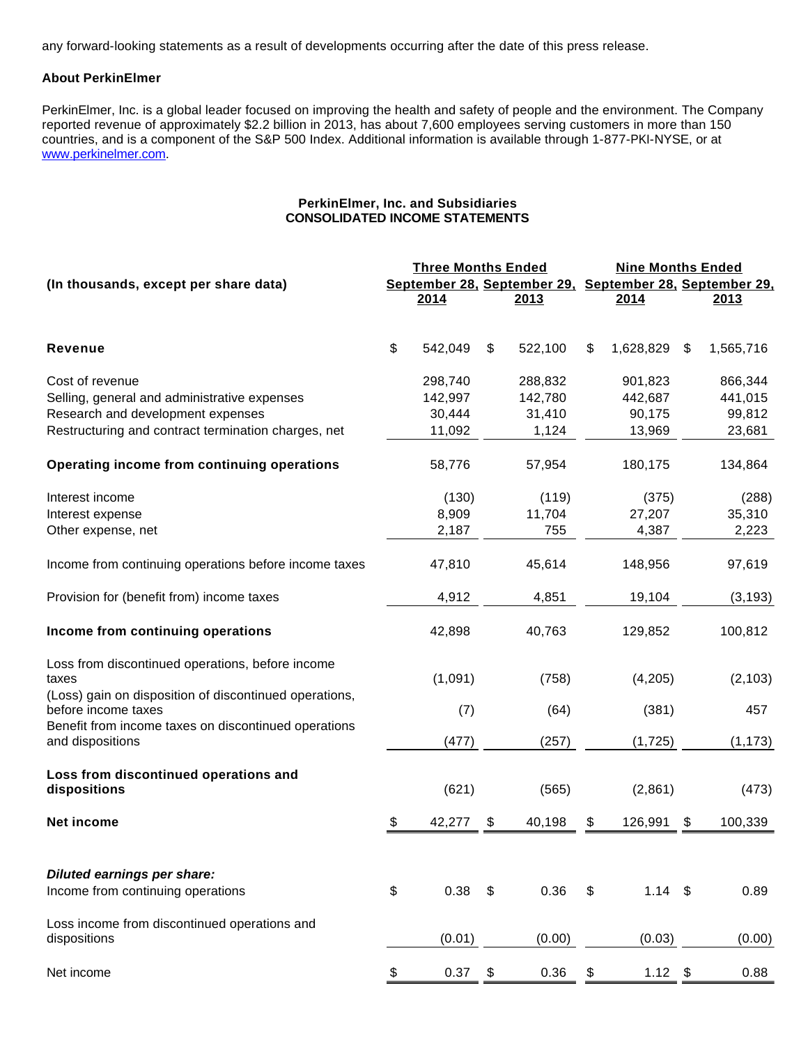any forward-looking statements as a result of developments occurring after the date of this press release.

**About PerkinElmer**

PerkinElmer, Inc. is a global leader focused on improving the health and safety of people and the environment. The Company reported revenue of approximately $2.2 billion in 2013, has about 7,600 employees serving customers in more than 150 countries, and is a component of the S&P 500 Index. Additional information is available through 1-877-PKI-NYSE, or at www.perkinelmer.com.

**PerkinElmer, Inc. and Subsidiaries**
**CONSOLIDATED INCOME STATEMENTS**

| (In thousands, except per share data) | Three Months Ended | | Nine Months Ended | |
|---|---|---|---|---|
| | September 28, 2014 | September 29, 2013 | September 28, 2014 | September 29, 2013 |
| **Revenue** | $ 542,049 | $ 522,100 | $ 1,628,829 | $ 1,565,716 |
| Cost of revenue | 298,740 | 288,832 | 901,823 | 866,344 |
| Selling, general and administrative expenses | 142,997 | 142,780 | 442,687 | 441,015 |
| Research and development expenses | 30,444 | 31,410 | 90,175 | 99,812 |
| Restructuring and contract termination charges, net | 11,092 | 1,124 | 13,969 | 23,681 |
| **Operating income from continuing operations** | 58,776 | 57,954 | 180,175 | 134,864 |
| Interest income | (130) | (119) | (375) | (288) |
| Interest expense | 8,909 | 11,704 | 27,207 | 35,310 |
| Other expense, net | 2,187 | 755 | 4,387 | 2,223 |
| Income from continuing operations before income taxes | 47,810 | 45,614 | 148,956 | 97,619 |
| Provision for (benefit from) income taxes | 4,912 | 4,851 | 19,104 | (3,193) |
| **Income from continuing operations** | 42,898 | 40,763 | 129,852 | 100,812 |
| Loss from discontinued operations, before income taxes | (1,091) | (758) | (4,205) | (2,103) |
| (Loss) gain on disposition of discontinued operations, before income taxes | (7) | (64) | (381) | 457 |
| Benefit from income taxes on discontinued operations and dispositions | (477) | (257) | (1,725) | (1,173) |
| **Loss from discontinued operations and dispositions** | (621) | (565) | (2,861) | (473) |
| **Net income** | $ 42,277 | $ 40,198 | $ 126,991 | $ 100,339 |
| ***Diluted earnings per share:*** | | | | |
| Income from continuing operations | $ 0.38 | $ 0.36 | $ 1.14 | $ 0.89 |
| Loss income from discontinued operations and dispositions | (0.01) | (0.00) | (0.03) | (0.00) |
| Net income | $ 0.37 | $ 0.36 | $ 1.12 | $ 0.88 |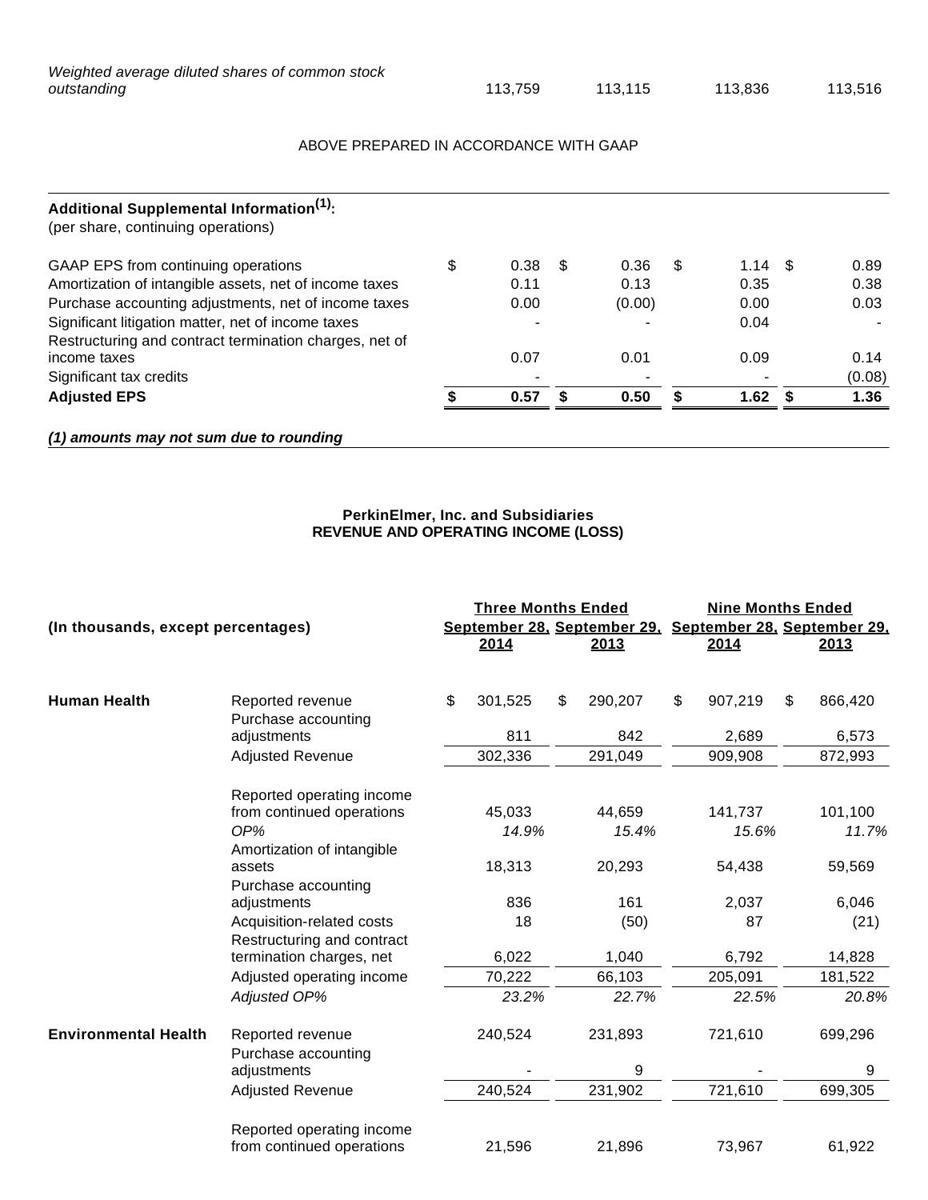| | | | | |
|---|---|---|---|---|
| *Weighted average diluted shares of common stock outstanding* | 113,759 | 113,115 | 113,836 | 113,516 |

ABOVE PREPARED IN ACCORDANCE WITH GAAP

| **Additional Supplemental Information[(1)]:** (per share, continuing operations) | | | | |
|---|---|---|---|---|
| GAAP EPS from continuing operations | $ 0.38 | $ 0.36 | $ 1.14 | $ 0.89 |
| Amortization of intangible assets, net of income taxes | 0.11 | 0.13 | 0.35 | 0.38 |
| Purchase accounting adjustments, net of income taxes | 0.00 | (0.00) | 0.00 | 0.03 |
| Significant litigation matter, net of income taxes | - | - | 0.04 | - |
| Restructuring and contract termination charges, net of income taxes | 0.07 | 0.01 | 0.09 | 0.14 |
| Significant tax credits | - | - | - | (0.08) |
| **Adjusted EPS** | **$ 0.57** | **$ 0.50** | **$ 1.62** | **$ 1.36** |

***(1) amounts may not sum due to rounding***

**PerkinElmer, Inc. and Subsidiaries**
**REVENUE AND OPERATING INCOME (LOSS)**

| **(In thousands, except percentages)** | | **Three Months Ended** | | **Nine Months Ended** | |
|---|---|---|---|---|---|
| | | **September 28, 2014** | **September 29, 2013** | **September 28, 2014** | **September 29, 2013** |
| **Human Health** | Reported revenue | $ 301,525 | $ 290,207 | $ 907,219 | $ 866,420 |
| | Purchase accounting adjustments | 811 | 842 | 2,689 | 6,573 |
| | Adjusted Revenue | 302,336 | 291,049 | 909,908 | 872,993 |
| | Reported operating income from continued operations | 45,033 | 44,659 | 141,737 | 101,100 |
| | *OP%* | *14.9%* | *15.4%* | *15.6%* | *11.7%* |
| | Amortization of intangible assets | 18,313 | 20,293 | 54,438 | 59,569 |
| | Purchase accounting adjustments | 836 | 161 | 2,037 | 6,046 |
| | Acquisition-related costs | 18 | (50) | 87 | (21) |
| | Restructuring and contract termination charges, net | 6,022 | 1,040 | 6,792 | 14,828 |
| | Adjusted operating income | 70,222 | 66,103 | 205,091 | 181,522 |
| | *Adjusted OP%* | *23.2%* | *22.7%* | *22.5%* | *20.8%* |
| **Environmental Health** | Reported revenue | 240,524 | 231,893 | 721,610 | 699,296 |
| | Purchase accounting adjustments | - | 9 | - | 9 |
| | Adjusted Revenue | 240,524 | 231,902 | 721,610 | 699,305 |
| | Reported operating income from continued operations | 21,596 | 21,896 | 73,967 | 61,922 |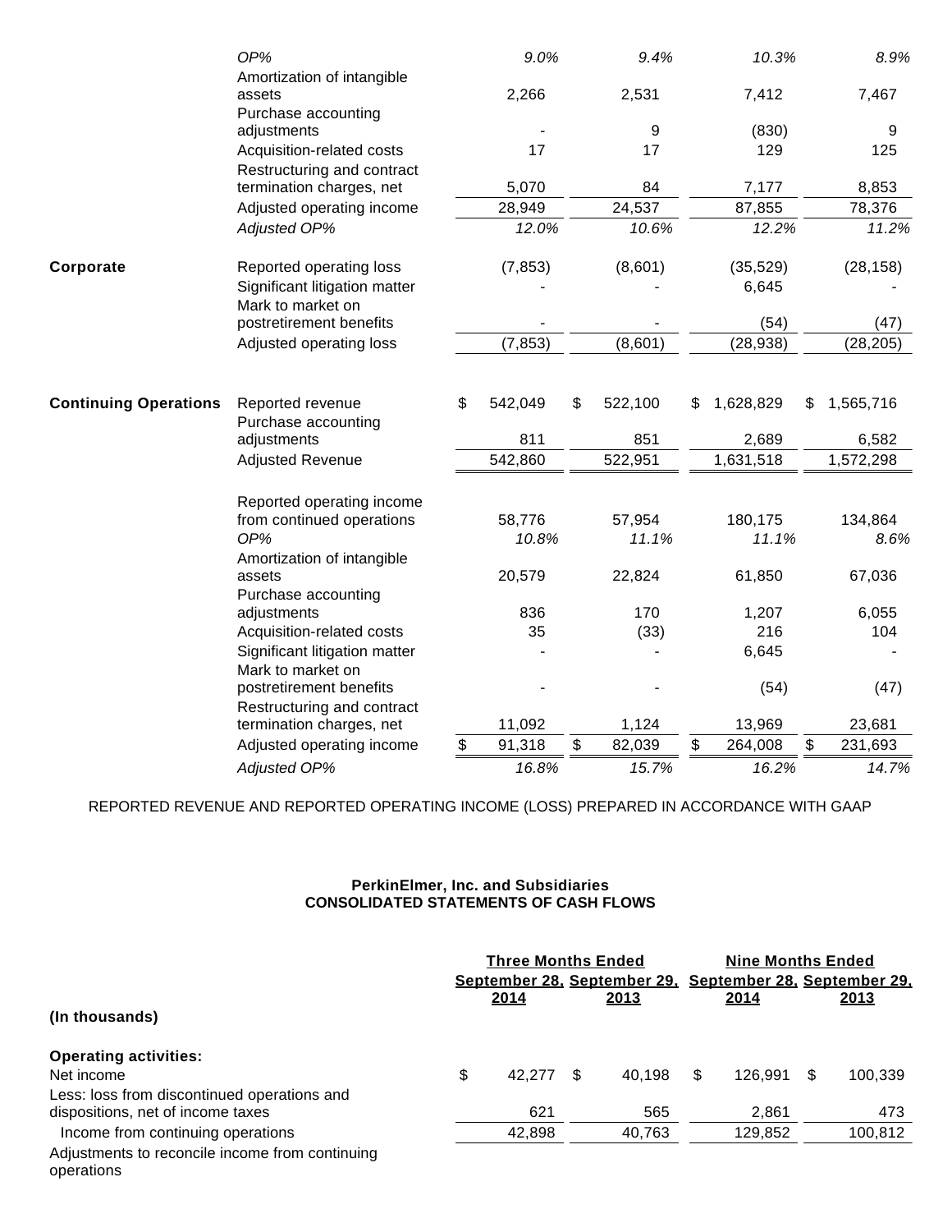| | | | | | |
|---|---|---|---|---|---|
| | *OP%* | *9.0%* | *9.4%* | *10.3%* | *8.9%* |
| | Amortization of intangible assets | 2,266 | 2,531 | 7,412 | 7,467 |
| | Purchase accounting adjustments | - | 9 | (830) | 9 |
| | Acquisition-related costs | 17 | 17 | 129 | 125 |
| | Restructuring and contract termination charges, net | 5,070 | 84 | 7,177 | 8,853 |
| | Adjusted operating income | 28,949 | 24,537 | 87,855 | 78,376 |
| | *Adjusted OP%* | *12.0%* | *10.6%* | *12.2%* | *11.2%* |
| **Corporate** | Reported operating loss | (7,853) | (8,601) | (35,529) | (28,158) |
| | Significant litigation matter | - | - | 6,645 | - |
| | Mark to market on postretirement benefits | - | - | (54) | (47) |
| | Adjusted operating loss | (7,853) | (8,601) | (28,938) | (28,205) |
| **Continuing Operations** | Reported revenue | $ 542,049 | $ 522,100 | $ 1,628,829 | $ 1,565,716 |
| | Purchase accounting adjustments | 811 | 851 | 2,689 | 6,582 |
| | Adjusted Revenue | 542,860 | 522,951 | 1,631,518 | 1,572,298 |
| | Reported operating income from continued operations | 58,776 | 57,954 | 180,175 | 134,864 |
| | *OP%* | *10.8%* | *11.1%* | *11.1%* | *8.6%* |
| | Amortization of intangible assets | 20,579 | 22,824 | 61,850 | 67,036 |
| | Purchase accounting adjustments | 836 | 170 | 1,207 | 6,055 |
| | Acquisition-related costs | 35 | (33) | 216 | 104 |
| | Significant litigation matter | - | - | 6,645 | - |
| | Mark to market on postretirement benefits | - | - | (54) | (47) |
| | Restructuring and contract termination charges, net | 11,092 | 1,124 | 13,969 | 23,681 |
| | Adjusted operating income | $ 91,318 | $ 82,039 | $ 264,008 | $ 231,693 |
| | *Adjusted OP%* | *16.8%* | *15.7%* | *16.2%* | *14.7%* |

REPORTED REVENUE AND REPORTED OPERATING INCOME (LOSS) PREPARED IN ACCORDANCE WITH GAAP

**PerkinElmer, Inc. and Subsidiaries**
**CONSOLIDATED STATEMENTS OF CASH FLOWS**

| | Three Months Ended | | Nine Months Ended | |
|---|---|---|---|---|
| **(In thousands)** | September 28, 2014 | September 29, 2013 | September 28, 2014 | September 29, 2013 |
| **Operating activities:** | | | | |
| Net income | $ 42,277 | $ 40,198 | $ 126,991 | $ 100,339 |
| Less: loss from discontinued operations and dispositions, net of income taxes | 621 | 565 | 2,861 | 473 |
| Income from continuing operations | 42,898 | 40,763 | 129,852 | 100,812 |
| Adjustments to reconcile income from continuing operations | | | | |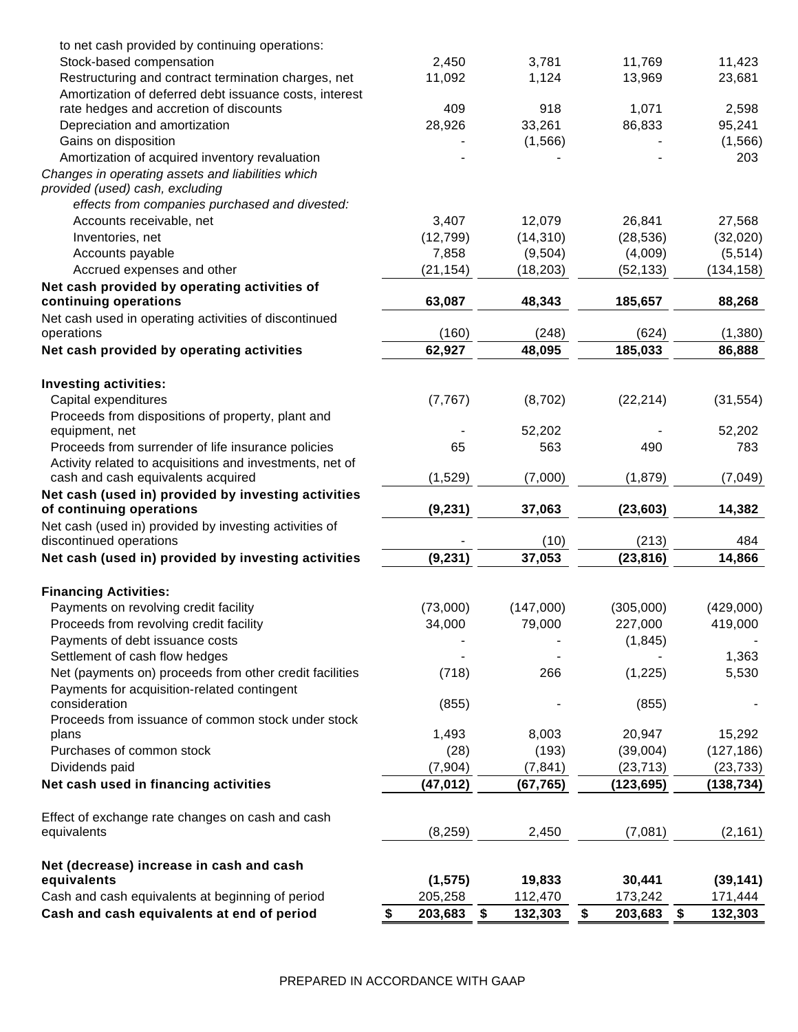| | | | | |
|---|---|---|---|---|
| to net cash provided by continuing operations: | | | | |
| Stock-based compensation | 2,450 | 3,781 | 11,769 | 11,423 |
| Restructuring and contract termination charges, net | 11,092 | 1,124 | 13,969 | 23,681 |
| Amortization of deferred debt issuance costs, interest rate hedges and accretion of discounts | 409 | 918 | 1,071 | 2,598 |
| Depreciation and amortization | 28,926 | 33,261 | 86,833 | 95,241 |
| Gains on disposition | - | (1,566) | - | (1,566) |
| Amortization of acquired inventory revaluation | - | - | - | 203 |
| *Changes in operating assets and liabilities which provided (used) cash, excluding effects from companies purchased and divested:* | | | | |
| Accounts receivable, net | 3,407 | 12,079 | 26,841 | 27,568 |
| Inventories, net | (12,799) | (14,310) | (28,536) | (32,020) |
| Accounts payable | 7,858 | (9,504) | (4,009) | (5,514) |
| Accrued expenses and other | (21,154) | (18,203) | (52,133) | (134,158) |
| **Net cash provided by operating activities of continuing operations** | **63,087** | **48,343** | **185,657** | **88,268** |
| Net cash used in operating activities of discontinued operations | (160) | (248) | (624) | (1,380) |
| **Net cash provided by operating activities** | **62,927** | **48,095** | **185,033** | **86,888** |
| | | | | |
| **Investing activities:** | | | | |
| Capital expenditures | (7,767) | (8,702) | (22,214) | (31,554) |
| Proceeds from dispositions of property, plant and equipment, net | - | 52,202 | - | 52,202 |
| Proceeds from surrender of life insurance policies | 65 | 563 | 490 | 783 |
| Activity related to acquisitions and investments, net of cash and cash equivalents acquired | (1,529) | (7,000) | (1,879) | (7,049) |
| **Net cash (used in) provided by investing activities of continuing operations** | **(9,231)** | **37,063** | **(23,603)** | **14,382** |
| Net cash (used in) provided by investing activities of discontinued operations | - | (10) | (213) | 484 |
| **Net cash (used in) provided by investing activities** | **(9,231)** | **37,053** | **(23,816)** | **14,866** |
| | | | | |
| **Financing Activities:** | | | | |
| Payments on revolving credit facility | (73,000) | (147,000) | (305,000) | (429,000) |
| Proceeds from revolving credit facility | 34,000 | 79,000 | 227,000 | 419,000 |
| Payments of debt issuance costs | - | - | (1,845) | - |
| Settlement of cash flow hedges | - | - | - | 1,363 |
| Net (payments on) proceeds from other credit facilities | (718) | 266 | (1,225) | 5,530 |
| Payments for acquisition-related contingent consideration | (855) | - | (855) | - |
| Proceeds from issuance of common stock under stock plans | 1,493 | 8,003 | 20,947 | 15,292 |
| Purchases of common stock | (28) | (193) | (39,004) | (127,186) |
| Dividends paid | (7,904) | (7,841) | (23,713) | (23,733) |
| **Net cash used in financing activities** | **(47,012)** | **(67,765)** | **(123,695)** | **(138,734)** |
| | | | | |
| Effect of exchange rate changes on cash and cash equivalents | (8,259) | 2,450 | (7,081) | (2,161) |
| | | | | |
| **Net (decrease) increase in cash and cash equivalents** | **(1,575)** | **19,833** | **30,441** | **(39,141)** |
| Cash and cash equivalents at beginning of period | 205,258 | 112,470 | 173,242 | 171,444 |
| **Cash and cash equivalents at end of period** | **$ 203,683** | **$ 132,303** | **$ 203,683** | **$ 132,303** |

PREPARED IN ACCORDANCE WITH GAAP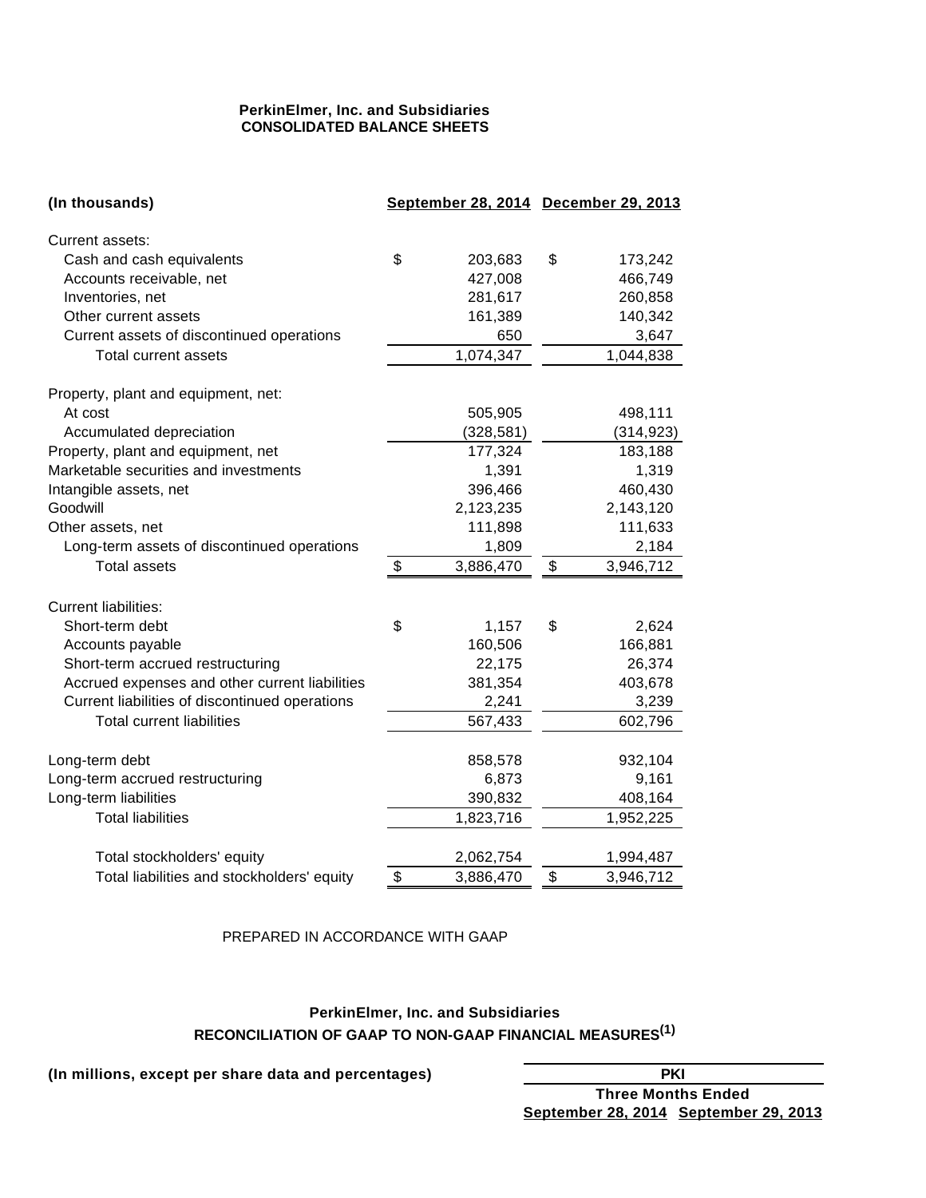**PerkinElmer, Inc. and Subsidiaries**
**CONSOLIDATED BALANCE SHEETS**

| (In thousands) | September 28, 2014 | December 29, 2013 |
|---|---|---|
| Current assets: | | |
| Cash and cash equivalents | $ 203,683 | $ 173,242 |
| Accounts receivable, net | 427,008 | 466,749 |
| Inventories, net | 281,617 | 260,858 |
| Other current assets | 161,389 | 140,342 |
| Current assets of discontinued operations | 650 | 3,647 |
| Total current assets | 1,074,347 | 1,044,838 |
| | | |
| Property, plant and equipment, net: | | |
| At cost | 505,905 | 498,111 |
| Accumulated depreciation | (328,581) | (314,923) |
| Property, plant and equipment, net | 177,324 | 183,188 |
| Marketable securities and investments | 1,391 | 1,319 |
| Intangible assets, net | 396,466 | 460,430 |
| Goodwill | 2,123,235 | 2,143,120 |
| Other assets, net | 111,898 | 111,633 |
| Long-term assets of discontinued operations | 1,809 | 2,184 |
| Total assets | $ 3,886,470 | $ 3,946,712 |
| | | |
| Current liabilities: | | |
| Short-term debt | $ 1,157 | $ 2,624 |
| Accounts payable | 160,506 | 166,881 |
| Short-term accrued restructuring | 22,175 | 26,374 |
| Accrued expenses and other current liabilities | 381,354 | 403,678 |
| Current liabilities of discontinued operations | 2,241 | 3,239 |
| Total current liabilities | 567,433 | 602,796 |
| | | |
| Long-term debt | 858,578 | 932,104 |
| Long-term accrued restructuring | 6,873 | 9,161 |
| Long-term liabilities | 390,832 | 408,164 |
| Total liabilities | 1,823,716 | 1,952,225 |
| | | |
| Total stockholders' equity | 2,062,754 | 1,994,487 |
| Total liabilities and stockholders' equity | $ 3,886,470 | $ 3,946,712 |

PREPARED IN ACCORDANCE WITH GAAP

**PerkinElmer, Inc. and Subsidiaries**
**RECONCILIATION OF GAAP TO NON-GAAP FINANCIAL MEASURES[(1)]**

| (In millions, except per share data and percentages) | PKI | |
|---|---|---|
| | Three Months Ended | |
| | September 28, 2014 | September 29, 2013 |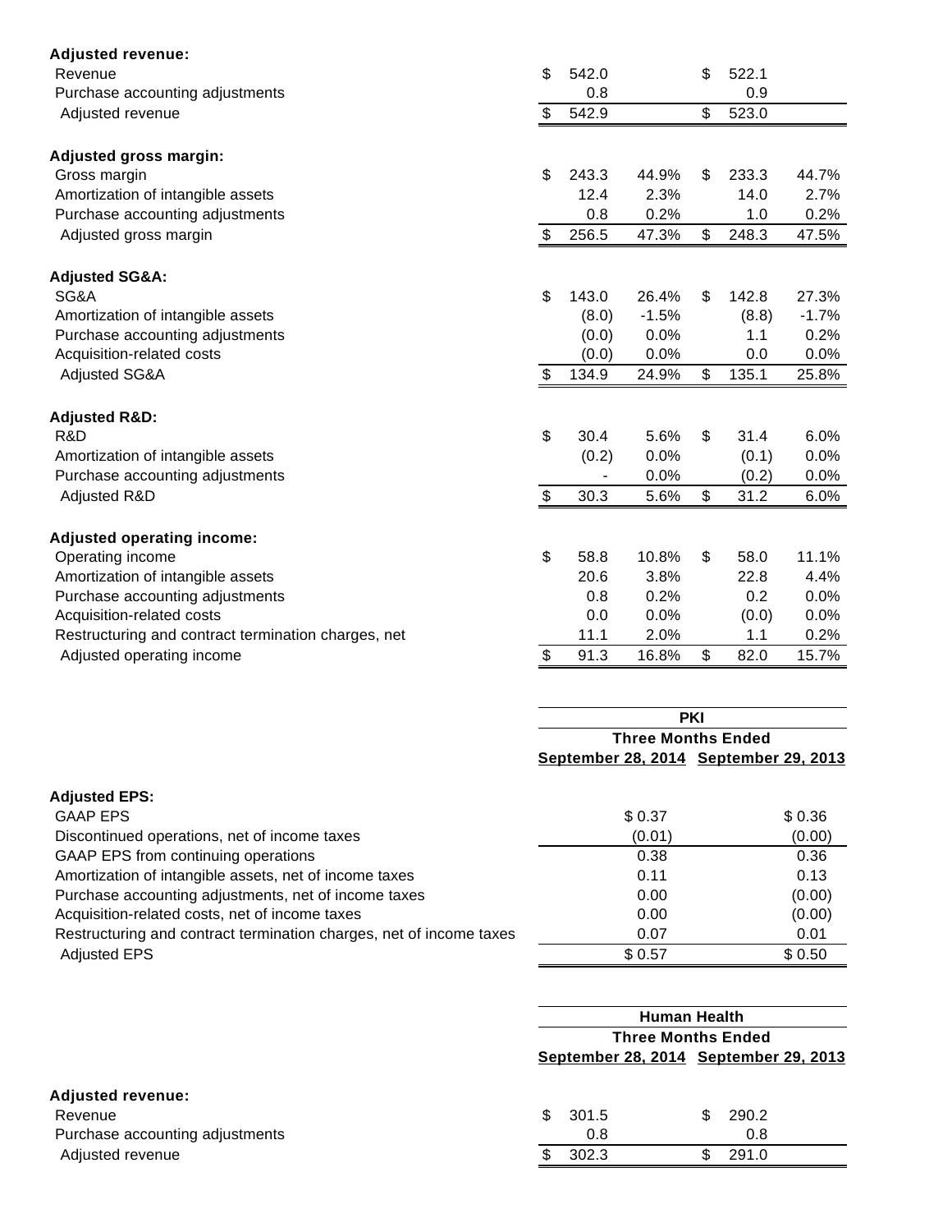| | September 28, 2014 | | September 29, 2013 | |
|---|---|---|---|---|
| **Adjusted revenue:** | | | | |
| Revenue | $ 542.0 | | $ 522.1 | |
| Purchase accounting adjustments | 0.8 | | 0.9 | |
| Adjusted revenue | $ 542.9 | | $ 523.0 | |
| | | | | |
| **Adjusted gross margin:** | | | | |
| Gross margin | $ 243.3 | 44.9% | $ 233.3 | 44.7% |
| Amortization of intangible assets | 12.4 | 2.3% | 14.0 | 2.7% |
| Purchase accounting adjustments | 0.8 | 0.2% | 1.0 | 0.2% |
| Adjusted gross margin | $ 256.5 | 47.3% | $ 248.3 | 47.5% |
| | | | | |
| **Adjusted SG&A:** | | | | |
| SG&A | $ 143.0 | 26.4% | $ 142.8 | 27.3% |
| Amortization of intangible assets | (8.0) | -1.5% | (8.8) | -1.7% |
| Purchase accounting adjustments | (0.0) | 0.0% | 1.1 | 0.2% |
| Acquisition-related costs | (0.0) | 0.0% | 0.0 | 0.0% |
| Adjusted SG&A | $ 134.9 | 24.9% | $ 135.1 | 25.8% |
| | | | | |
| **Adjusted R&D:** | | | | |
| R&D | $ 30.4 | 5.6% | $ 31.4 | 6.0% |
| Amortization of intangible assets | (0.2) | 0.0% | (0.1) | 0.0% |
| Purchase accounting adjustments | - | 0.0% | (0.2) | 0.0% |
| Adjusted R&D | $ 30.3 | 5.6% | $ 31.2 | 6.0% |
| | | | | |
| **Adjusted operating income:** | | | | |
| Operating income | $ 58.8 | 10.8% | $ 58.0 | 11.1% |
| Amortization of intangible assets | 20.6 | 3.8% | 22.8 | 4.4% |
| Purchase accounting adjustments | 0.8 | 0.2% | 0.2 | 0.0% |
| Acquisition-related costs | 0.0 | 0.0% | (0.0) | 0.0% |
| Restructuring and contract termination charges, net | 11.1 | 2.0% | 1.1 | 0.2% |
| Adjusted operating income | $ 91.3 | 16.8% | $ 82.0 | 15.7% |

| | PKI | |
|---|---|---|
| | Three Months Ended | |
| | September 28, 2014 | September 29, 2013 |
| **Adjusted EPS:** | | |
| GAAP EPS | $ 0.37 | $ 0.36 |
| Discontinued operations, net of income taxes | (0.01) | (0.00) |
| GAAP EPS from continuing operations | 0.38 | 0.36 |
| Amortization of intangible assets, net of income taxes | 0.11 | 0.13 |
| Purchase accounting adjustments, net of income taxes | 0.00 | (0.00) |
| Acquisition-related costs, net of income taxes | 0.00 | (0.00) |
| Restructuring and contract termination charges, net of income taxes | 0.07 | 0.01 |
| Adjusted EPS | $ 0.57 | $ 0.50 |

| | Human Health | |
|---|---|---|
| | Three Months Ended | |
| | September 28, 2014 | September 29, 2013 |
| **Adjusted revenue:** | | |
| Revenue | $ 301.5 | $ 290.2 |
| Purchase accounting adjustments | 0.8 | 0.8 |
| Adjusted revenue | $ 302.3 | $ 291.0 |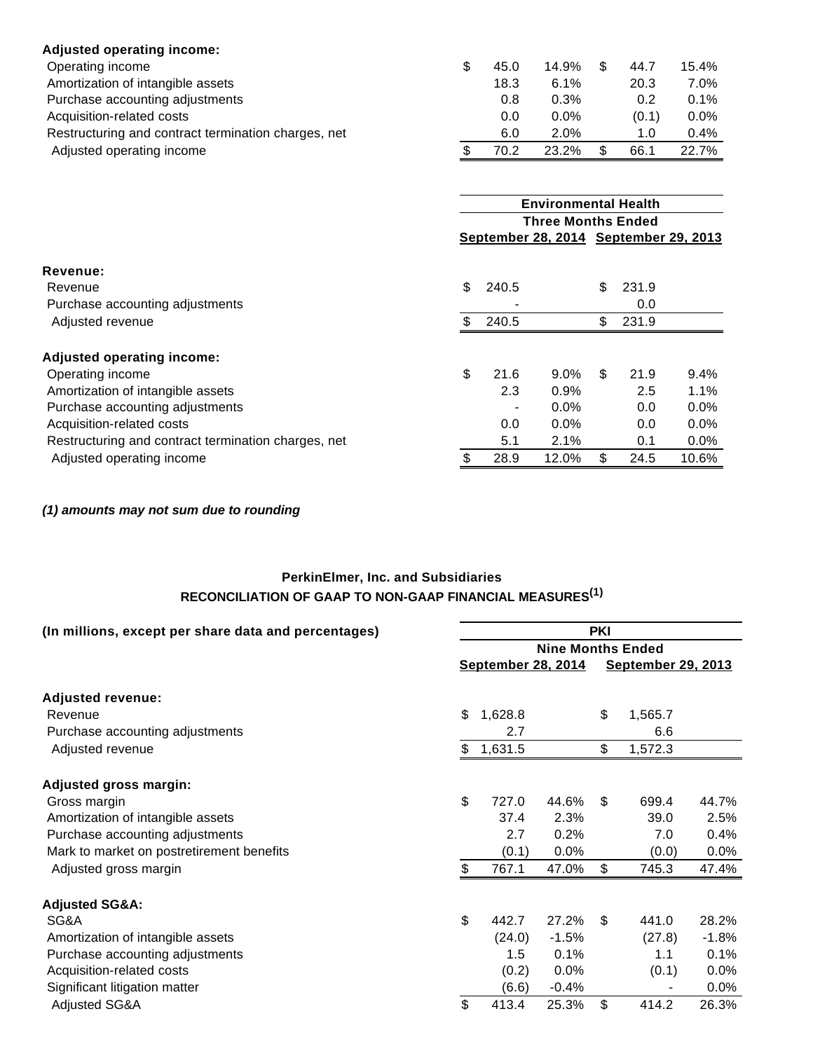| | | | | |
|---|---|---|---|---|
| **Adjusted operating income:** | | | | |
| Operating income | $ 45.0 | 14.9% | $ 44.7 | 15.4% |
| Amortization of intangible assets | 18.3 | 6.1% | 20.3 | 7.0% |
| Purchase accounting adjustments | 0.8 | 0.3% | 0.2 | 0.1% |
| Acquisition-related costs | 0.0 | 0.0% | (0.1) | 0.0% |
| Restructuring and contract termination charges, net | 6.0 | 2.0% | 1.0 | 0.4% |
| Adjusted operating income | $ 70.2 | 23.2% | $ 66.1 | 22.7% |

| | Environmental Health | | | |
|---|---|---|---|---|
| | Three Months Ended | | | |
| | September 28, 2014 | | September 29, 2013 | |
| **Revenue:** | | | | |
| Revenue | $ 240.5 | | $ 231.9 | |
| Purchase accounting adjustments | - | | 0.0 | |
| Adjusted revenue | $ 240.5 | | $ 231.9 | |
| **Adjusted operating income:** | | | | |
| Operating income | $ 21.6 | 9.0% | $ 21.9 | 9.4% |
| Amortization of intangible assets | 2.3 | 0.9% | 2.5 | 1.1% |
| Purchase accounting adjustments | - | 0.0% | 0.0 | 0.0% |
| Acquisition-related costs | 0.0 | 0.0% | 0.0 | 0.0% |
| Restructuring and contract termination charges, net | 5.1 | 2.1% | 0.1 | 0.0% |
| Adjusted operating income | $ 28.9 | 12.0% | $ 24.5 | 10.6% |

***(1) amounts may not sum due to rounding***

**PerkinElmer, Inc. and Subsidiaries**
**RECONCILIATION OF GAAP TO NON-GAAP FINANCIAL MEASURES(1)**

| (In millions, except per share data and percentages) | PKI | | | |
|---|---|---|---|---|
| | Nine Months Ended | | | |
| | September 28, 2014 | | September 29, 2013 | |
| **Adjusted revenue:** | | | | |
| Revenue | $ 1,628.8 | | $ 1,565.7 | |
| Purchase accounting adjustments | 2.7 | | 6.6 | |
| Adjusted revenue | $ 1,631.5 | | $ 1,572.3 | |
| **Adjusted gross margin:** | | | | |
| Gross margin | $ 727.0 | 44.6% | $ 699.4 | 44.7% |
| Amortization of intangible assets | 37.4 | 2.3% | 39.0 | 2.5% |
| Purchase accounting adjustments | 2.7 | 0.2% | 7.0 | 0.4% |
| Mark to market on postretirement benefits | (0.1) | 0.0% | (0.0) | 0.0% |
| Adjusted gross margin | $ 767.1 | 47.0% | $ 745.3 | 47.4% |
| **Adjusted SG&A:** | | | | |
| SG&A | $ 442.7 | 27.2% | $ 441.0 | 28.2% |
| Amortization of intangible assets | (24.0) | -1.5% | (27.8) | -1.8% |
| Purchase accounting adjustments | 1.5 | 0.1% | 1.1 | 0.1% |
| Acquisition-related costs | (0.2) | 0.0% | (0.1) | 0.0% |
| Significant litigation matter | (6.6) | -0.4% | - | 0.0% |
| Adjusted SG&A | $ 413.4 | 25.3% | $ 414.2 | 26.3% |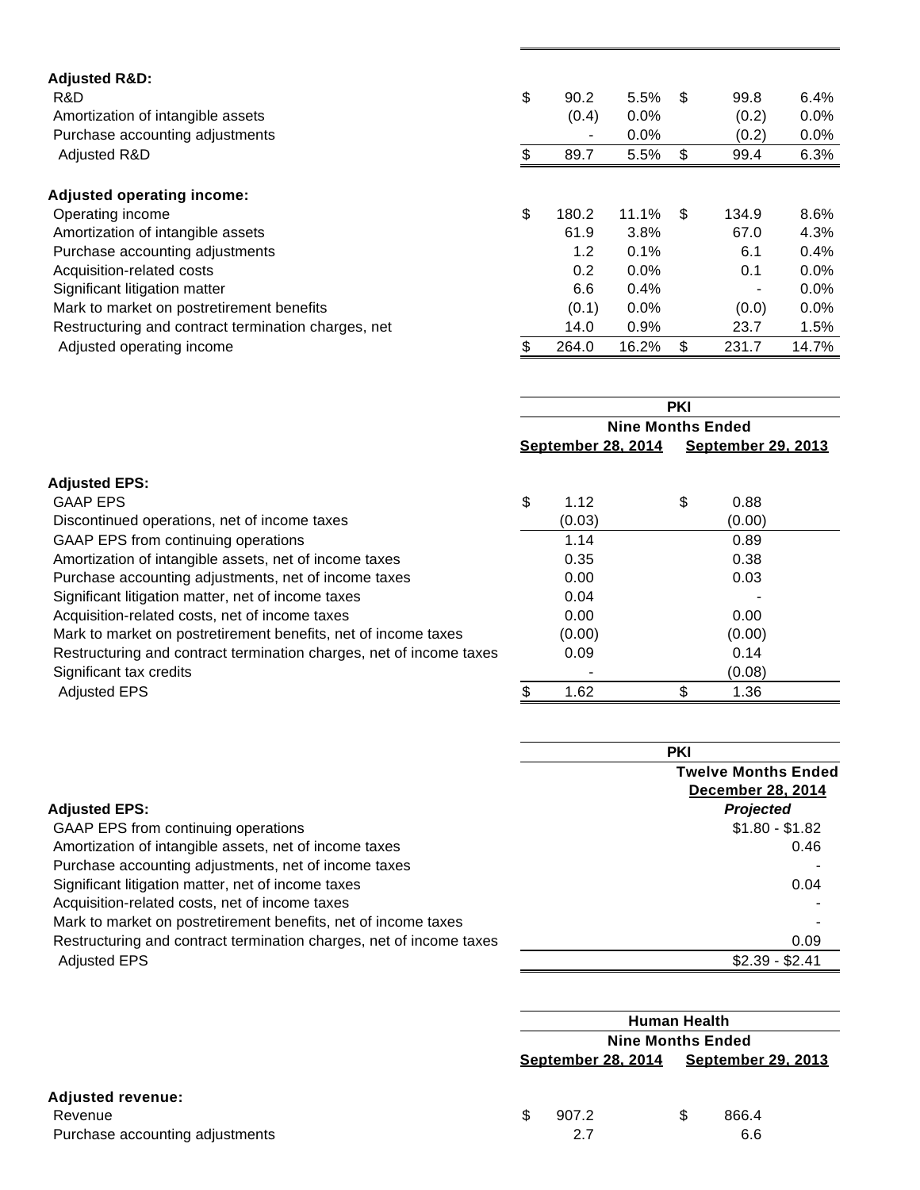| | | | | | | |
|---|---|---|---|---|---|---|
| **Adjusted R&D:** | | | | | | |
| R&D | $ | 90.2 | 5.5% | $ | 99.8 | 6.4% |
| Amortization of intangible assets | | (0.4) | 0.0% | | (0.2) | 0.0% |
| Purchase accounting adjustments | | - | 0.0% | | (0.2) | 0.0% |
| Adjusted R&D | $ | 89.7 | 5.5% | $ | 99.4 | 6.3% |
| | | | | | | |
| **Adjusted operating income:** | | | | | | |
| Operating income | $ | 180.2 | 11.1% | $ | 134.9 | 8.6% |
| Amortization of intangible assets | | 61.9 | 3.8% | | 67.0 | 4.3% |
| Purchase accounting adjustments | | 1.2 | 0.1% | | 6.1 | 0.4% |
| Acquisition-related costs | | 0.2 | 0.0% | | 0.1 | 0.0% |
| Significant litigation matter | | 6.6 | 0.4% | | - | 0.0% |
| Mark to market on postretirement benefits | | (0.1) | 0.0% | | (0.0) | 0.0% |
| Restructuring and contract termination charges, net | | 14.0 | 0.9% | | 23.7 | 1.5% |
| Adjusted operating income | $ | 264.0 | 16.2% | $ | 231.7 | 14.7% |

| | PKI | | | |
|---|---|---|---|---|
| | Nine Months Ended | | | |
| | September 28, 2014 | | September 29, 2013 | |
| **Adjusted EPS:** | | | | |
| GAAP EPS | $ | 1.12 | $ | 0.88 |
| Discontinued operations, net of income taxes | | (0.03) | | (0.00) |
| GAAP EPS from continuing operations | | 1.14 | | 0.89 |
| Amortization of intangible assets, net of income taxes | | 0.35 | | 0.38 |
| Purchase accounting adjustments, net of income taxes | | 0.00 | | 0.03 |
| Significant litigation matter, net of income taxes | | 0.04 | | - |
| Acquisition-related costs, net of income taxes | | 0.00 | | 0.00 |
| Mark to market on postretirement benefits, net of income taxes | | (0.00) | | (0.00) |
| Restructuring and contract termination charges, net of income taxes | | 0.09 | | 0.14 |
| Significant tax credits | | - | | (0.08) |
| Adjusted EPS | $ | 1.62 | $ | 1.36 |

| | PKI |
|---|---|
| | Twelve Months Ended |
| | December 28, 2014 |
| **Adjusted EPS:** | *Projected* |
| GAAP EPS from continuing operations | \$1.80 - \$1.82 |
| Amortization of intangible assets, net of income taxes | 0.46 |
| Purchase accounting adjustments, net of income taxes | - |
| Significant litigation matter, net of income taxes | 0.04 |
| Acquisition-related costs, net of income taxes | - |
| Mark to market on postretirement benefits, net of income taxes | - |
| Restructuring and contract termination charges, net of income taxes | 0.09 |
| Adjusted EPS | \$2.39 - \$2.41 |

| | Human Health | | | |
|---|---|---|---|---|
| | Nine Months Ended | | | |
| | September 28, 2014 | | September 29, 2013 | |
| **Adjusted revenue:** | | | | |
| Revenue | $ | 907.2 | $ | 866.4 |
| Purchase accounting adjustments | | 2.7 | | 6.6 |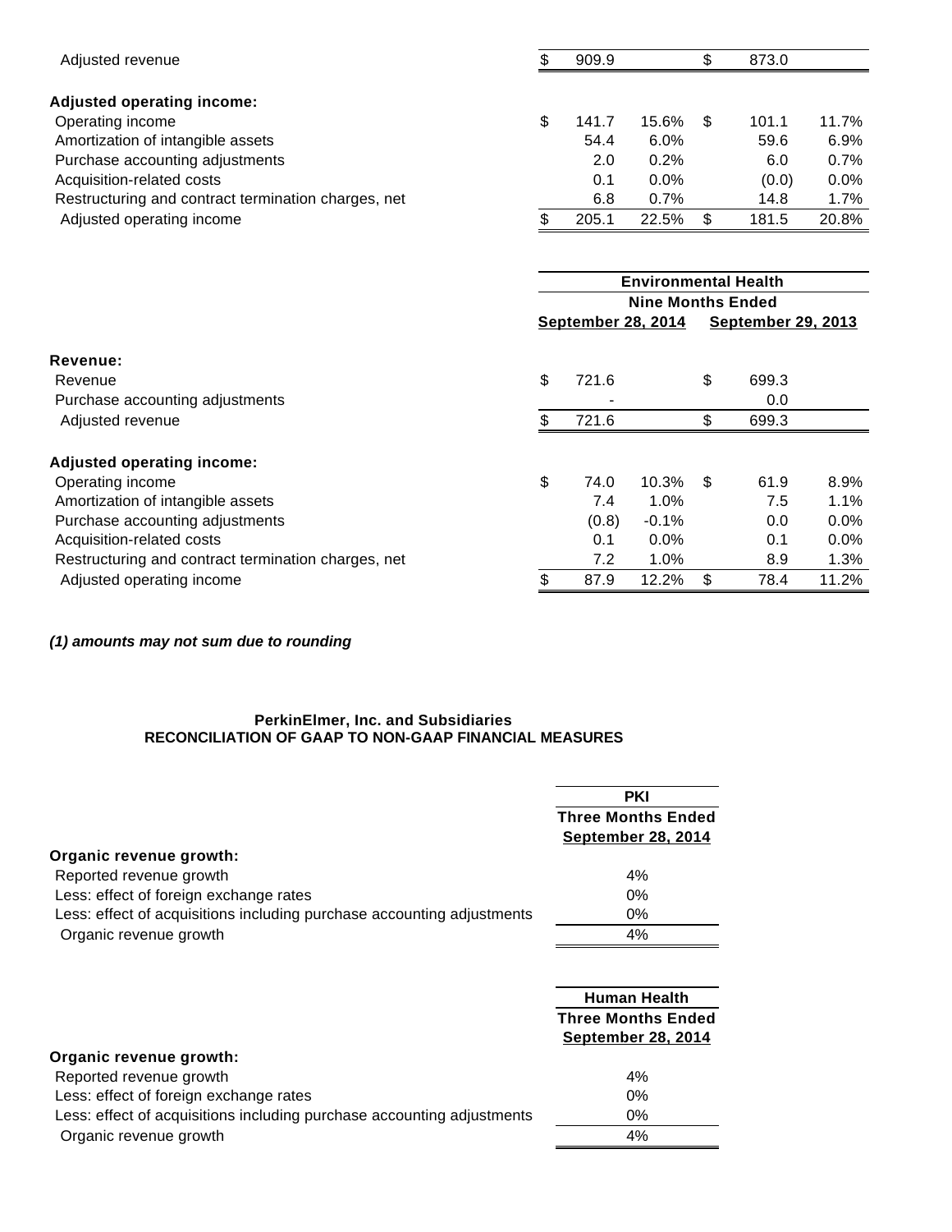| | | | | |
|---|---|---|---|---|
| Adjusted revenue | $ 909.9 | | $ 873.0 | |
| **Adjusted operating income:** | | | | |
| Operating income | $ 141.7 | 15.6% | $ 101.1 | 11.7% |
| Amortization of intangible assets | 54.4 | 6.0% | 59.6 | 6.9% |
| Purchase accounting adjustments | 2.0 | 0.2% | 6.0 | 0.7% |
| Acquisition-related costs | 0.1 | 0.0% | (0.0) | 0.0% |
| Restructuring and contract termination charges, net | 6.8 | 0.7% | 14.8 | 1.7% |
| Adjusted operating income | $ 205.1 | 22.5% | $ 181.5 | 20.8% |

| | Environmental Health | | | |
|---|---|---|---|---|
| | Nine Months Ended | | | |
| | September 28, 2014 | | September 29, 2013 | |
| **Revenue:** | | | | |
| Revenue | $ 721.6 | | $ 699.3 | |
| Purchase accounting adjustments | - | | 0.0 | |
| Adjusted revenue | $ 721.6 | | $ 699.3 | |
| **Adjusted operating income:** | | | | |
| Operating income | $ 74.0 | 10.3% | $ 61.9 | 8.9% |
| Amortization of intangible assets | 7.4 | 1.0% | 7.5 | 1.1% |
| Purchase accounting adjustments | (0.8) | -0.1% | 0.0 | 0.0% |
| Acquisition-related costs | 0.1 | 0.0% | 0.1 | 0.0% |
| Restructuring and contract termination charges, net | 7.2 | 1.0% | 8.9 | 1.3% |
| Adjusted operating income | $ 87.9 | 12.2% | $ 78.4 | 11.2% |

***(1) amounts may not sum due to rounding***

**PerkinElmer, Inc. and Subsidiaries**
**RECONCILIATION OF GAAP TO NON-GAAP FINANCIAL MEASURES**

| | PKI |
|---|---|
| | Three Months Ended September 28, 2014 |
| **Organic revenue growth:** | |
| Reported revenue growth | 4% |
| Less: effect of foreign exchange rates | 0% |
| Less: effect of acquisitions including purchase accounting adjustments | 0% |
| Organic revenue growth | 4% |

| | Human Health |
|---|---|
| | Three Months Ended September 28, 2014 |
| **Organic revenue growth:** | |
| Reported revenue growth | 4% |
| Less: effect of foreign exchange rates | 0% |
| Less: effect of acquisitions including purchase accounting adjustments | 0% |
| Organic revenue growth | 4% |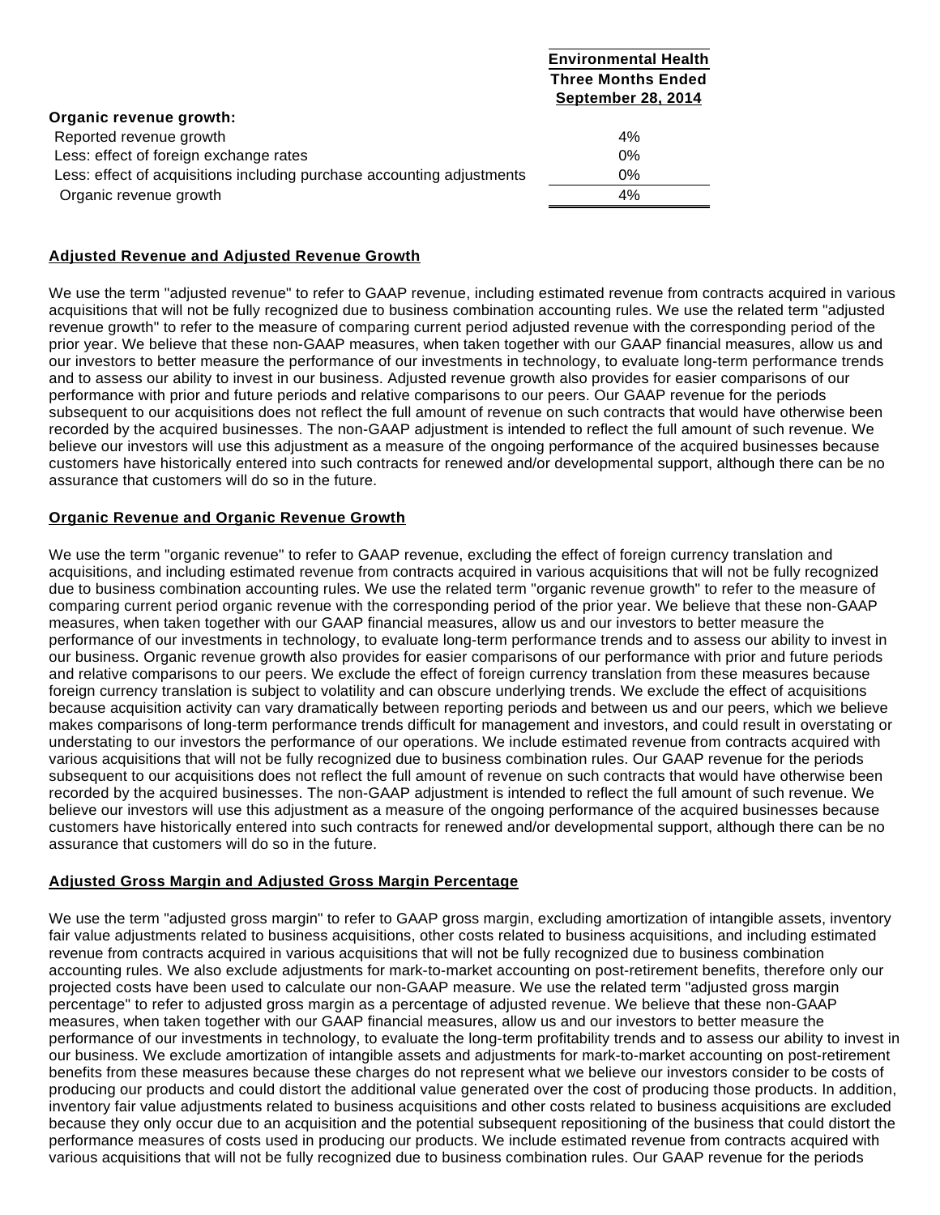| | Environmental Health Three Months Ended September 28, 2014 |
|---|---|
| **Organic revenue growth:** | |
| Reported revenue growth | 4% |
| Less: effect of foreign exchange rates | 0% |
| Less: effect of acquisitions including purchase accounting adjustments | 0% |
| Organic revenue growth | 4% |

## Adjusted Revenue and Adjusted Revenue Growth

We use the term "adjusted revenue" to refer to GAAP revenue, including estimated revenue from contracts acquired in various acquisitions that will not be fully recognized due to business combination accounting rules. We use the related term "adjusted revenue growth" to refer to the measure of comparing current period adjusted revenue with the corresponding period of the prior year. We believe that these non-GAAP measures, when taken together with our GAAP financial measures, allow us and our investors to better measure the performance of our investments in technology, to evaluate long-term performance trends and to assess our ability to invest in our business. Adjusted revenue growth also provides for easier comparisons of our performance with prior and future periods and relative comparisons to our peers. Our GAAP revenue for the periods subsequent to our acquisitions does not reflect the full amount of revenue on such contracts that would have otherwise been recorded by the acquired businesses. The non-GAAP adjustment is intended to reflect the full amount of such revenue. We believe our investors will use this adjustment as a measure of the ongoing performance of the acquired businesses because customers have historically entered into such contracts for renewed and/or developmental support, although there can be no assurance that customers will do so in the future.

## Organic Revenue and Organic Revenue Growth

We use the term "organic revenue" to refer to GAAP revenue, excluding the effect of foreign currency translation and acquisitions, and including estimated revenue from contracts acquired in various acquisitions that will not be fully recognized due to business combination accounting rules. We use the related term "organic revenue growth" to refer to the measure of comparing current period organic revenue with the corresponding period of the prior year. We believe that these non-GAAP measures, when taken together with our GAAP financial measures, allow us and our investors to better measure the performance of our investments in technology, to evaluate long-term performance trends and to assess our ability to invest in our business. Organic revenue growth also provides for easier comparisons of our performance with prior and future periods and relative comparisons to our peers. We exclude the effect of foreign currency translation from these measures because foreign currency translation is subject to volatility and can obscure underlying trends. We exclude the effect of acquisitions because acquisition activity can vary dramatically between reporting periods and between us and our peers, which we believe makes comparisons of long-term performance trends difficult for management and investors, and could result in overstating or understating to our investors the performance of our operations. We include estimated revenue from contracts acquired with various acquisitions that will not be fully recognized due to business combination rules. Our GAAP revenue for the periods subsequent to our acquisitions does not reflect the full amount of revenue on such contracts that would have otherwise been recorded by the acquired businesses. The non-GAAP adjustment is intended to reflect the full amount of such revenue. We believe our investors will use this adjustment as a measure of the ongoing performance of the acquired businesses because customers have historically entered into such contracts for renewed and/or developmental support, although there can be no assurance that customers will do so in the future.

## Adjusted Gross Margin and Adjusted Gross Margin Percentage

We use the term "adjusted gross margin" to refer to GAAP gross margin, excluding amortization of intangible assets, inventory fair value adjustments related to business acquisitions, other costs related to business acquisitions, and including estimated revenue from contracts acquired in various acquisitions that will not be fully recognized due to business combination accounting rules. We also exclude adjustments for mark-to-market accounting on post-retirement benefits, therefore only our projected costs have been used to calculate our non-GAAP measure. We use the related term "adjusted gross margin percentage" to refer to adjusted gross margin as a percentage of adjusted revenue. We believe that these non-GAAP measures, when taken together with our GAAP financial measures, allow us and our investors to better measure the performance of our investments in technology, to evaluate the long-term profitability trends and to assess our ability to invest in our business. We exclude amortization of intangible assets and adjustments for mark-to-market accounting on post-retirement benefits from these measures because these charges do not represent what we believe our investors consider to be costs of producing our products and could distort the additional value generated over the cost of producing those products. In addition, inventory fair value adjustments related to business acquisitions and other costs related to business acquisitions are excluded because they only occur due to an acquisition and the potential subsequent repositioning of the business that could distort the performance measures of costs used in producing our products. We include estimated revenue from contracts acquired with various acquisitions that will not be fully recognized due to business combination rules. Our GAAP revenue for the periods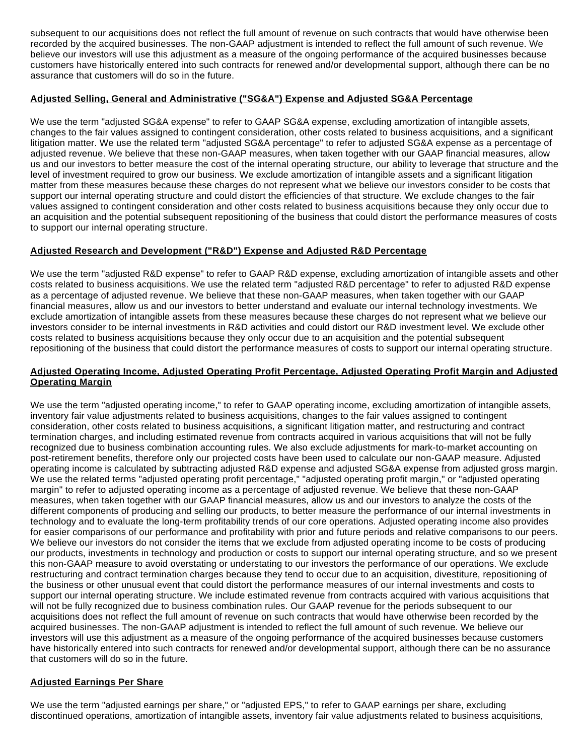subsequent to our acquisitions does not reflect the full amount of revenue on such contracts that would have otherwise been recorded by the acquired businesses. The non-GAAP adjustment is intended to reflect the full amount of such revenue. We believe our investors will use this adjustment as a measure of the ongoing performance of the acquired businesses because customers have historically entered into such contracts for renewed and/or developmental support, although there can be no assurance that customers will do so in the future.

**Adjusted Selling, General and Administrative ("SG&A") Expense and Adjusted SG&A Percentage**

We use the term "adjusted SG&A expense" to refer to GAAP SG&A expense, excluding amortization of intangible assets, changes to the fair values assigned to contingent consideration, other costs related to business acquisitions, and a significant litigation matter. We use the related term "adjusted SG&A percentage" to refer to adjusted SG&A expense as a percentage of adjusted revenue. We believe that these non-GAAP measures, when taken together with our GAAP financial measures, allow us and our investors to better measure the cost of the internal operating structure, our ability to leverage that structure and the level of investment required to grow our business. We exclude amortization of intangible assets and a significant litigation matter from these measures because these charges do not represent what we believe our investors consider to be costs that support our internal operating structure and could distort the efficiencies of that structure. We exclude changes to the fair values assigned to contingent consideration and other costs related to business acquisitions because they only occur due to an acquisition and the potential subsequent repositioning of the business that could distort the performance measures of costs to support our internal operating structure.

**Adjusted Research and Development ("R&D") Expense and Adjusted R&D Percentage**

We use the term "adjusted R&D expense" to refer to GAAP R&D expense, excluding amortization of intangible assets and other costs related to business acquisitions. We use the related term "adjusted R&D percentage" to refer to adjusted R&D expense as a percentage of adjusted revenue. We believe that these non-GAAP measures, when taken together with our GAAP financial measures, allow us and our investors to better understand and evaluate our internal technology investments. We exclude amortization of intangible assets from these measures because these charges do not represent what we believe our investors consider to be internal investments in R&D activities and could distort our R&D investment level. We exclude other costs related to business acquisitions because they only occur due to an acquisition and the potential subsequent repositioning of the business that could distort the performance measures of costs to support our internal operating structure.

**Adjusted Operating Income, Adjusted Operating Profit Percentage, Adjusted Operating Profit Margin and Adjusted Operating Margin**

We use the term "adjusted operating income," to refer to GAAP operating income, excluding amortization of intangible assets, inventory fair value adjustments related to business acquisitions, changes to the fair values assigned to contingent consideration, other costs related to business acquisitions, a significant litigation matter, and restructuring and contract termination charges, and including estimated revenue from contracts acquired in various acquisitions that will not be fully recognized due to business combination accounting rules. We also exclude adjustments for mark-to-market accounting on post-retirement benefits, therefore only our projected costs have been used to calculate our non-GAAP measure. Adjusted operating income is calculated by subtracting adjusted R&D expense and adjusted SG&A expense from adjusted gross margin. We use the related terms "adjusted operating profit percentage," "adjusted operating profit margin," or "adjusted operating margin" to refer to adjusted operating income as a percentage of adjusted revenue. We believe that these non-GAAP measures, when taken together with our GAAP financial measures, allow us and our investors to analyze the costs of the different components of producing and selling our products, to better measure the performance of our internal investments in technology and to evaluate the long-term profitability trends of our core operations. Adjusted operating income also provides for easier comparisons of our performance and profitability with prior and future periods and relative comparisons to our peers. We believe our investors do not consider the items that we exclude from adjusted operating income to be costs of producing our products, investments in technology and production or costs to support our internal operating structure, and so we present this non-GAAP measure to avoid overstating or understating to our investors the performance of our operations. We exclude restructuring and contract termination charges because they tend to occur due to an acquisition, divestiture, repositioning of the business or other unusual event that could distort the performance measures of our internal investments and costs to support our internal operating structure. We include estimated revenue from contracts acquired with various acquisitions that will not be fully recognized due to business combination rules. Our GAAP revenue for the periods subsequent to our acquisitions does not reflect the full amount of revenue on such contracts that would have otherwise been recorded by the acquired businesses. The non-GAAP adjustment is intended to reflect the full amount of such revenue. We believe our investors will use this adjustment as a measure of the ongoing performance of the acquired businesses because customers have historically entered into such contracts for renewed and/or developmental support, although there can be no assurance that customers will do so in the future.

**Adjusted Earnings Per Share**

We use the term "adjusted earnings per share," or "adjusted EPS," to refer to GAAP earnings per share, excluding discontinued operations, amortization of intangible assets, inventory fair value adjustments related to business acquisitions,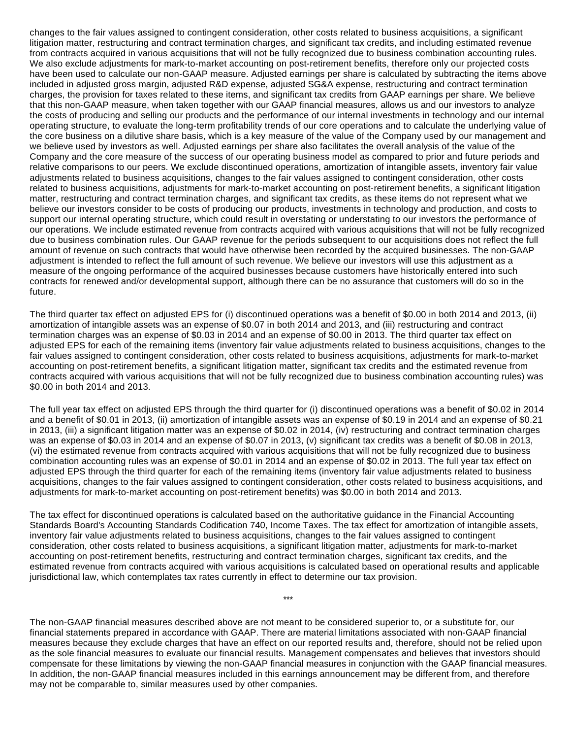changes to the fair values assigned to contingent consideration, other costs related to business acquisitions, a significant litigation matter, restructuring and contract termination charges, and significant tax credits, and including estimated revenue from contracts acquired in various acquisitions that will not be fully recognized due to business combination accounting rules. We also exclude adjustments for mark-to-market accounting on post-retirement benefits, therefore only our projected costs have been used to calculate our non-GAAP measure. Adjusted earnings per share is calculated by subtracting the items above included in adjusted gross margin, adjusted R&D expense, adjusted SG&A expense, restructuring and contract termination charges, the provision for taxes related to these items, and significant tax credits from GAAP earnings per share. We believe that this non-GAAP measure, when taken together with our GAAP financial measures, allows us and our investors to analyze the costs of producing and selling our products and the performance of our internal investments in technology and our internal operating structure, to evaluate the long-term profitability trends of our core operations and to calculate the underlying value of the core business on a dilutive share basis, which is a key measure of the value of the Company used by our management and we believe used by investors as well. Adjusted earnings per share also facilitates the overall analysis of the value of the Company and the core measure of the success of our operating business model as compared to prior and future periods and relative comparisons to our peers. We exclude discontinued operations, amortization of intangible assets, inventory fair value adjustments related to business acquisitions, changes to the fair values assigned to contingent consideration, other costs related to business acquisitions, adjustments for mark-to-market accounting on post-retirement benefits, a significant litigation matter, restructuring and contract termination charges, and significant tax credits, as these items do not represent what we believe our investors consider to be costs of producing our products, investments in technology and production, and costs to support our internal operating structure, which could result in overstating or understating to our investors the performance of our operations. We include estimated revenue from contracts acquired with various acquisitions that will not be fully recognized due to business combination rules. Our GAAP revenue for the periods subsequent to our acquisitions does not reflect the full amount of revenue on such contracts that would have otherwise been recorded by the acquired businesses. The non-GAAP adjustment is intended to reflect the full amount of such revenue. We believe our investors will use this adjustment as a measure of the ongoing performance of the acquired businesses because customers have historically entered into such contracts for renewed and/or developmental support, although there can be no assurance that customers will do so in the future.

The third quarter tax effect on adjusted EPS for (i) discontinued operations was a benefit of $0.00 in both 2014 and 2013, (ii) amortization of intangible assets was an expense of $0.07 in both 2014 and 2013, and (iii) restructuring and contract termination charges was an expense of $0.03 in 2014 and an expense of $0.00 in 2013. The third quarter tax effect on adjusted EPS for each of the remaining items (inventory fair value adjustments related to business acquisitions, changes to the fair values assigned to contingent consideration, other costs related to business acquisitions, adjustments for mark-to-market accounting on post-retirement benefits, a significant litigation matter, significant tax credits and the estimated revenue from contracts acquired with various acquisitions that will not be fully recognized due to business combination accounting rules) was $0.00 in both 2014 and 2013.

The full year tax effect on adjusted EPS through the third quarter for (i) discontinued operations was a benefit of $0.02 in 2014 and a benefit of $0.01 in 2013, (ii) amortization of intangible assets was an expense of $0.19 in 2014 and an expense of $0.21 in 2013, (iii) a significant litigation matter was an expense of $0.02 in 2014, (iv) restructuring and contract termination charges was an expense of $0.03 in 2014 and an expense of $0.07 in 2013, (v) significant tax credits was a benefit of $0.08 in 2013, (vi) the estimated revenue from contracts acquired with various acquisitions that will not be fully recognized due to business combination accounting rules was an expense of $0.01 in 2014 and an expense of $0.02 in 2013. The full year tax effect on adjusted EPS through the third quarter for each of the remaining items (inventory fair value adjustments related to business acquisitions, changes to the fair values assigned to contingent consideration, other costs related to business acquisitions, and adjustments for mark-to-market accounting on post-retirement benefits) was $0.00 in both 2014 and 2013.

The tax effect for discontinued operations is calculated based on the authoritative guidance in the Financial Accounting Standards Board's Accounting Standards Codification 740, Income Taxes. The tax effect for amortization of intangible assets, inventory fair value adjustments related to business acquisitions, changes to the fair values assigned to contingent consideration, other costs related to business acquisitions, a significant litigation matter, adjustments for mark-to-market accounting on post-retirement benefits, restructuring and contract termination charges, significant tax credits, and the estimated revenue from contracts acquired with various acquisitions is calculated based on operational results and applicable jurisdictional law, which contemplates tax rates currently in effect to determine our tax provision.

***

The non-GAAP financial measures described above are not meant to be considered superior to, or a substitute for, our financial statements prepared in accordance with GAAP. There are material limitations associated with non-GAAP financial measures because they exclude charges that have an effect on our reported results and, therefore, should not be relied upon as the sole financial measures to evaluate our financial results. Management compensates and believes that investors should compensate for these limitations by viewing the non-GAAP financial measures in conjunction with the GAAP financial measures. In addition, the non-GAAP financial measures included in this earnings announcement may be different from, and therefore may not be comparable to, similar measures used by other companies.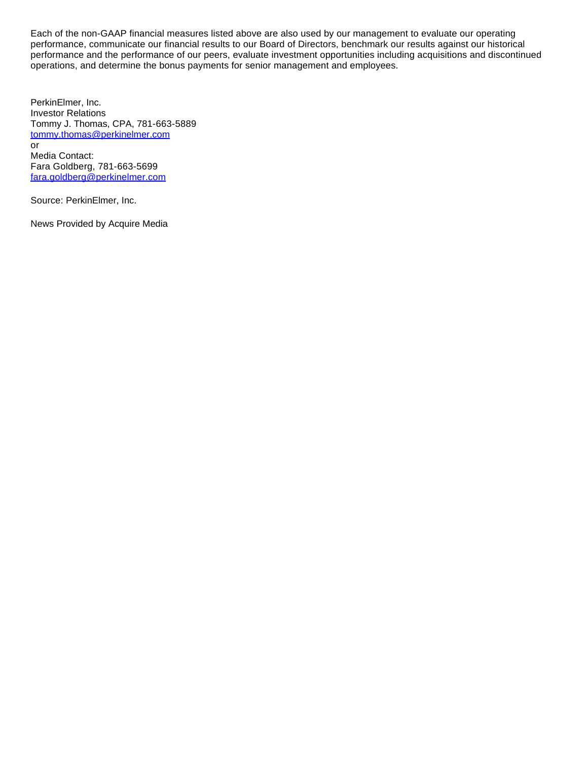Each of the non-GAAP financial measures listed above are also used by our management to evaluate our operating performance, communicate our financial results to our Board of Directors, benchmark our results against our historical performance and the performance of our peers, evaluate investment opportunities including acquisitions and discontinued operations, and determine the bonus payments for senior management and employees.

PerkinElmer, Inc.
Investor Relations
Tommy J. Thomas, CPA, 781-663-5889
tommy.thomas@perkinelmer.com
or
Media Contact:
Fara Goldberg, 781-663-5699
fara.goldberg@perkinelmer.com

Source: PerkinElmer, Inc.

News Provided by Acquire Media